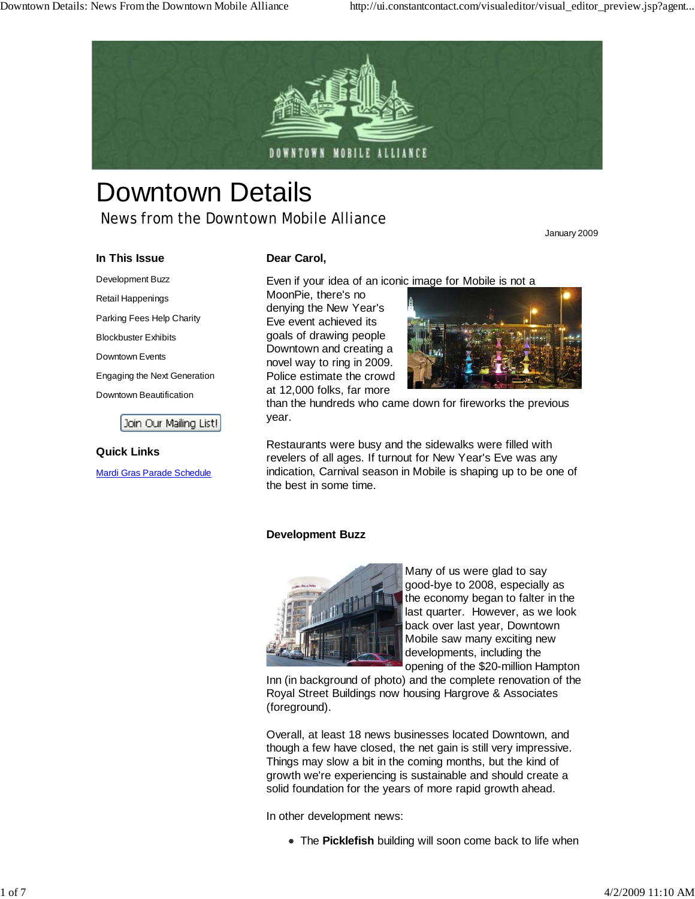# Downtown Details

## News from the Downtown Mobile Alliance

January 2009

### In This Issue

Development Buzz

Retail Happenings

Parking Fees Help Charity

Blockbuster Exhibits

Downtown Events

Engaging the Next Generation

Downtown Beautification

Join Our Mailing List!

### Quick Links

Mardi Gras Parade Schedule

**Dear Carol,**

Even if your idea of an iconic image for Mobile is not a MoonPie, there's no denying the New Year's Eve event achieved its goals of drawing people Downtown and creating a novel way to ring in 2009. Police estimate the crowd at 12,000 folks, far more than the hundreds who came down for fireworks the previous year.

Restaurants were busy and the sidewalks were filled with revelers of all ages. If turnout for New Year's Eve was any indication, Carnival season in Mobile is shaping up to be one of the best in some time.

### Development Buzz

Many of us were glad to say good-bye to 2008, especially as the economy began to falter in the last quarter. However, as we look back over last year, Downtown Mobile saw many exciting new developments, including the opening of the $20-million Hampton Inn (in background of photo) and the complete renovation of the Royal Street Buildings now housing Hargrove & Associates (foreground).

Overall, at least 18 news businesses located Downtown, and though a few have closed, the net gain is still very impressive. Things may slow a bit in the coming months, but the kind of growth we're experiencing is sustainable and should create a solid foundation for the years of more rapid growth ahead.

In other development news:

- The **Picklefish** building will soon come back to life when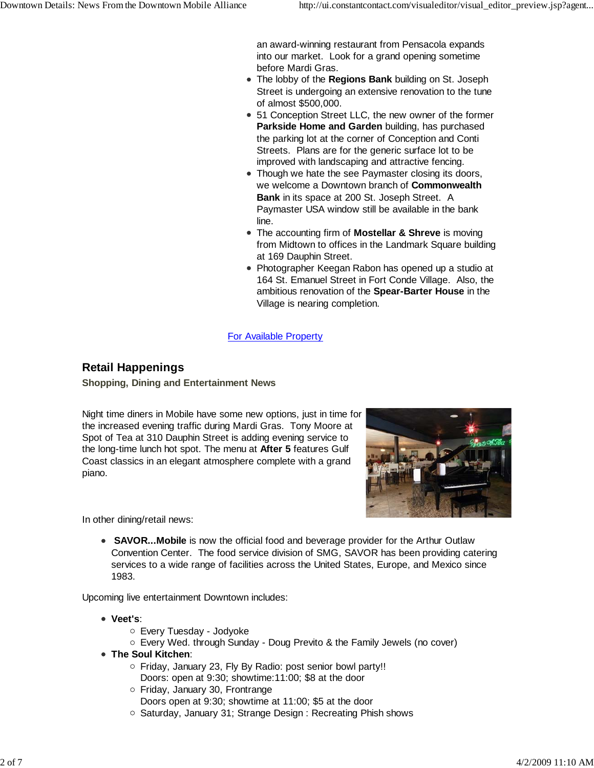an award-winning restaurant from Pensacola expands into our market. Look for a grand opening sometime before Mardi Gras.

- The lobby of the **Regions Bank** building on St. Joseph Street is undergoing an extensive renovation to the tune of almost $500,000.
- 51 Conception Street LLC, the new owner of the former **Parkside Home and Garden** building, has purchased the parking lot at the corner of Conception and Conti Streets. Plans are for the generic surface lot to be improved with landscaping and attractive fencing.
- Though we hate the see Paymaster closing its doors, we welcome a Downtown branch of **Commonwealth Bank** in its space at 200 St. Joseph Street. A Paymaster USA window still be available in the bank line.
- The accounting firm of **Mostellar & Shreve** is moving from Midtown to offices in the Landmark Square building at 169 Dauphin Street.
- Photographer Keegan Rabon has opened up a studio at 164 St. Emanuel Street in Fort Conde Village. Also, the ambitious renovation of the **Spear-Barter House** in the Village is nearing completion.

For Available Property

## Retail Happenings

**Shopping, Dining and Entertainment News**

Night time diners in Mobile have some new options, just in time for the increased evening traffic during Mardi Gras. Tony Moore at Spot of Tea at 310 Dauphin Street is adding evening service to the long-time lunch hot spot. The menu at **After 5** features Gulf Coast classics in an elegant atmosphere complete with a grand piano.

In other dining/retail news:

- **SAVOR...Mobile** is now the official food and beverage provider for the Arthur Outlaw Convention Center. The food service division of SMG, SAVOR has been providing catering services to a wide range of facilities across the United States, Europe, and Mexico since 1983.

Upcoming live entertainment Downtown includes:

- **Veet's**:
  - Every Tuesday - Jodyoke
  - Every Wed. through Sunday - Doug Previto & the Family Jewels (no cover)
- **The Soul Kitchen**:
  - Friday, January 23, Fly By Radio: post senior bowl party!!
    Doors: open at 9:30; showtime:11:00; $8 at the door
  - Friday, January 30, Frontrange
    Doors open at 9:30; showtime at 11:00; $5 at the door
  - Saturday, January 31; Strange Design : Recreating Phish shows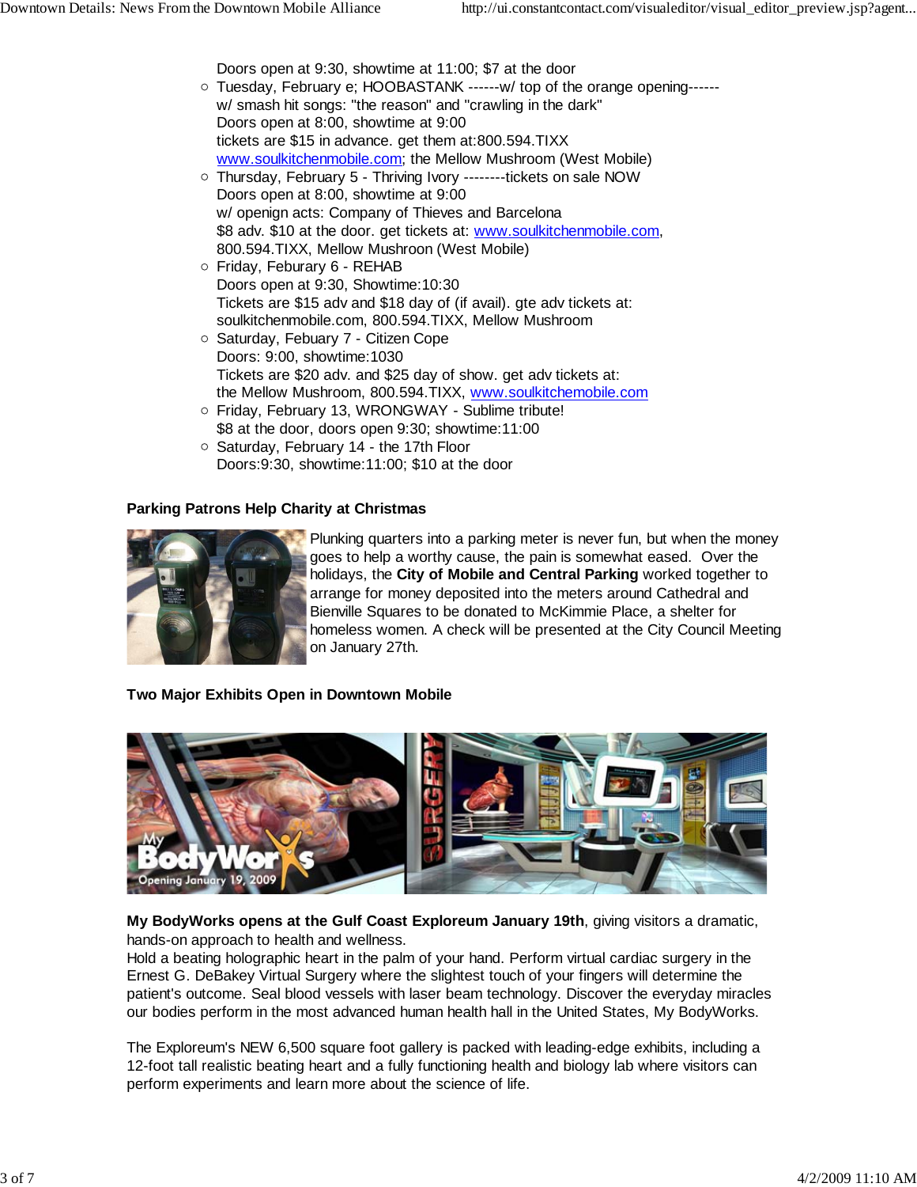Doors open at 9:30, showtime at 11:00; $7 at the door

- Tuesday, February e; HOOBASTANK ------w/ top of the orange opening------
  w/ smash hit songs: "the reason" and "crawling in the dark"
  Doors open at 8:00, showtime at 9:00
  tickets are $15 in advance. get them at:800.594.TIXX
  www.soulkitchenmobile.com; the Mellow Mushroom (West Mobile)
- Thursday, February 5 - Thriving Ivory --------tickets on sale NOW
  Doors open at 8:00, showtime at 9:00
  w/ openign acts: Company of Thieves and Barcelona
  $8 adv. $10 at the door. get tickets at: www.soulkitchenmobile.com,
  800.594.TIXX, Mellow Mushroon (West Mobile)
- Friday, Feburary 6 - REHAB
  Doors open at 9:30, Showtime:10:30
  Tickets are $15 adv and $18 day of (if avail). gte adv tickets at:
  soulkitchenmobile.com, 800.594.TIXX, Mellow Mushroom
- Saturday, Febuary 7 - Citizen Cope
  Doors: 9:00, showtime:1030
  Tickets are $20 adv. and $25 day of show. get adv tickets at:
  the Mellow Mushroom, 800.594.TIXX, www.soulkitchemobile.com
- Friday, February 13, WRONGWAY - Sublime tribute!
  $8 at the door, doors open 9:30; showtime:11:00
- Saturday, February 14 - the 17th Floor
  Doors:9:30, showtime:11:00; $10 at the door

**Parking Patrons Help Charity at Christmas**

Plunking quarters into a parking meter is never fun, but when the money goes to help a worthy cause, the pain is somewhat eased. Over the holidays, the **City of Mobile and Central Parking** worked together to arrange for money deposited into the meters around Cathedral and Bienville Squares to be donated to McKimmie Place, a shelter for homeless women. A check will be presented at the City Council Meeting on January 27th.

**Two Major Exhibits Open in Downtown Mobile**

**My BodyWorks opens at the Gulf Coast Exploreum January 19th**, giving visitors a dramatic, hands-on approach to health and wellness.
Hold a beating holographic heart in the palm of your hand. Perform virtual cardiac surgery in the Ernest G. DeBakey Virtual Surgery where the slightest touch of your fingers will determine the patient's outcome. Seal blood vessels with laser beam technology. Discover the everyday miracles our bodies perform in the most advanced human health hall in the United States, My BodyWorks.

The Exploreum's NEW 6,500 square foot gallery is packed with leading-edge exhibits, including a 12-foot tall realistic beating heart and a fully functioning health and biology lab where visitors can perform experiments and learn more about the science of life.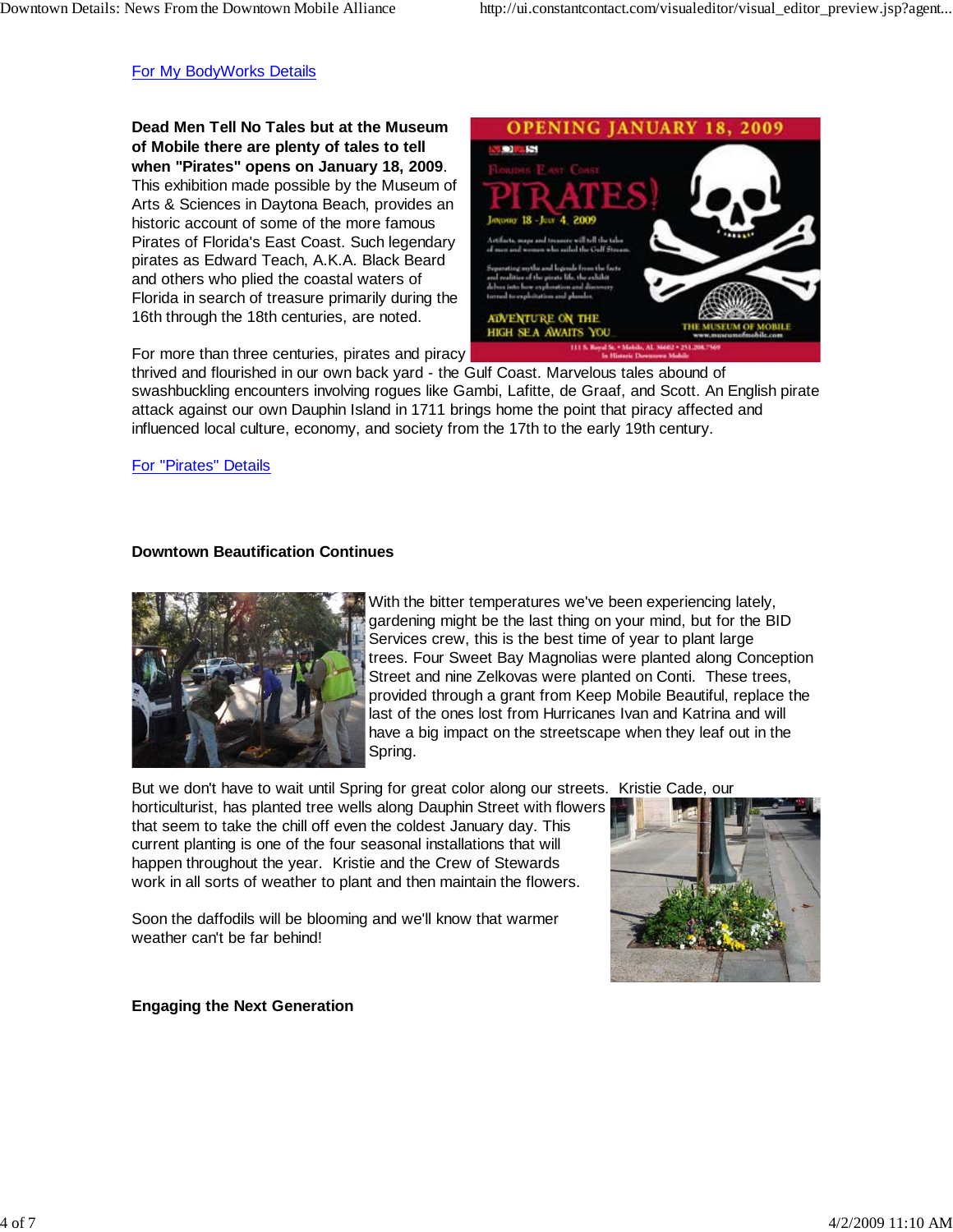[For My BodyWorks Details]

**Dead Men Tell No Tales but at the Museum of Mobile there are plenty of tales to tell when "Pirates" opens on January 18, 2009**. This exhibition made possible by the Museum of Arts & Sciences in Daytona Beach, provides an historic account of some of the more famous Pirates of Florida's East Coast. Such legendary pirates as Edward Teach, A.K.A. Black Beard and others who plied the coastal waters of Florida in search of treasure primarily during the 16th through the 18th centuries, are noted.

For more than three centuries, pirates and piracy thrived and flourished in our own back yard - the Gulf Coast. Marvelous tales abound of swashbuckling encounters involving rogues like Gambi, Lafitte, de Graaf, and Scott. An English pirate attack against our own Dauphin Island in 1711 brings home the point that piracy affected and influenced local culture, economy, and society from the 17th to the early 19th century.

[For "Pirates" Details]

**Downtown Beautification Continues**

With the bitter temperatures we've been experiencing lately, gardening might be the last thing on your mind, but for the BID Services crew, this is the best time of year to plant large trees. Four Sweet Bay Magnolias were planted along Conception Street and nine Zelkovas were planted on Conti. These trees, provided through a grant from Keep Mobile Beautiful, replace the last of the ones lost from Hurricanes Ivan and Katrina and will have a big impact on the streetscape when they leaf out in the Spring.

But we don't have to wait until Spring for great color along our streets. Kristie Cade, our horticulturist, has planted tree wells along Dauphin Street with flowers that seem to take the chill off even the coldest January day. This current planting is one of the four seasonal installations that will happen throughout the year. Kristie and the Crew of Stewards work in all sorts of weather to plant and then maintain the flowers.

Soon the daffodils will be blooming and we'll know that warmer weather can't be far behind!

**Engaging the Next Generation**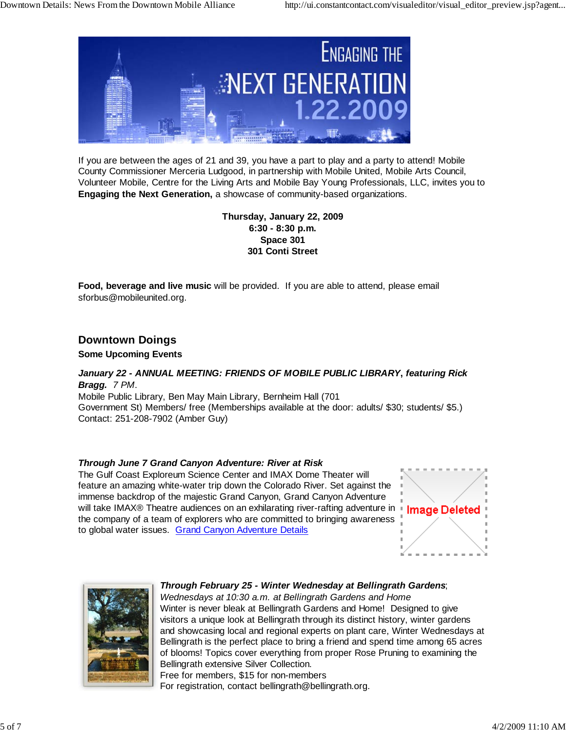If you are between the ages of 21 and 39, you have a part to play and a party to attend! Mobile County Commissioner Merceria Ludgood, in partnership with Mobile United, Mobile Arts Council, Volunteer Mobile, Centre for the Living Arts and Mobile Bay Young Professionals, LLC, invites you to **Engaging the Next Generation,** a showcase of community-based organizations.

**Thursday, January 22, 2009**
**6:30 - 8:30 p.m.**
**Space 301**
**301 Conti Street**

**Food, beverage and live music** will be provided. If you are able to attend, please email sforbus@mobileunited.org.

## Downtown Doings

**Some Upcoming Events**

***January 22 - ANNUAL MEETING: FRIENDS OF MOBILE PUBLIC LIBRARY*, *featuring Rick Bragg.*** *7 PM*.
Mobile Public Library, Ben May Main Library, Bernheim Hall (701 Government St) Members/ free (Memberships available at the door: adults/ $30; students/ $5.)
Contact: 251-208-7902 (Amber Guy)

***Through June 7 Grand Canyon Adventure: River at Risk***
The Gulf Coast Exploreum Science Center and IMAX Dome Theater will feature an amazing white-water trip down the Colorado River. Set against the immense backdrop of the majestic Grand Canyon, Grand Canyon Adventure will take IMAX® Theatre audiences on an exhilarating river-rafting adventure in the company of a team of explorers who are committed to bringing awareness to global water issues. Grand Canyon Adventure Details

***Through February 25 - Winter Wednesday at Bellingrath Gardens***;
*Wednesdays at 10:30 a.m. at Bellingrath Gardens and Home*
Winter is never bleak at Bellingrath Gardens and Home! Designed to give visitors a unique look at Bellingrath through its distinct history, winter gardens and showcasing local and regional experts on plant care, Winter Wednesdays at Bellingrath is the perfect place to bring a friend and spend time among 65 acres of blooms! Topics cover everything from proper Rose Pruning to examining the Bellingrath extensive Silver Collection.
Free for members, $15 for non-members
For registration, contact bellingrath@bellingrath.org.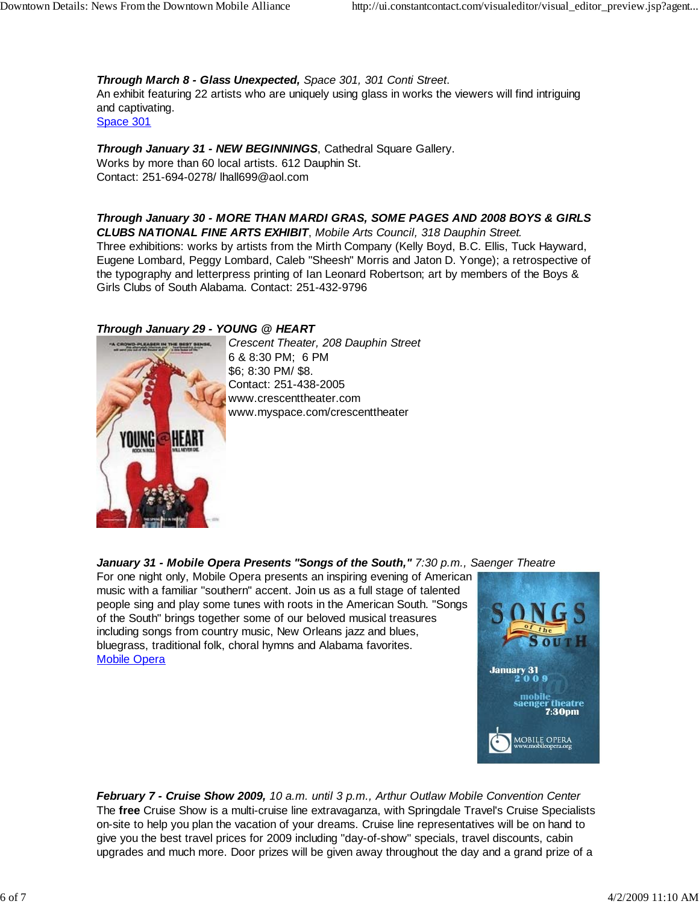***Through March 8 - Glass Unexpected,*** *Space 301, 301 Conti Street.*
An exhibit featuring 22 artists who are uniquely using glass in works the viewers will find intriguing and captivating.
Space 301

***Through January 31 - NEW BEGINNINGS***, Cathedral Square Gallery.
Works by more than 60 local artists. 612 Dauphin St.
Contact: 251-694-0278/ lhall699@aol.com

***Through January 30 - MORE THAN MARDI GRAS, SOME PAGES AND 2008 BOYS & GIRLS CLUBS NATIONAL FINE ARTS EXHIBIT***, *Mobile Arts Council, 318 Dauphin Street.*
Three exhibitions: works by artists from the Mirth Company (Kelly Boyd, B.C. Ellis, Tuck Hayward, Eugene Lombard, Peggy Lombard, Caleb "Sheesh" Morris and Jaton D. Yonge); a retrospective of the typography and letterpress printing of Ian Leonard Robertson; art by members of the Boys & Girls Clubs of South Alabama. Contact: 251-432-9796

***Through January 29 - YOUNG @ HEART***
*Crescent Theater, 208 Dauphin Street*
6 & 8:30 PM; 6 PM
$6; 8:30 PM/ $8.
Contact: 251-438-2005
www.crescenttheater.com
www.myspace.com/crescenttheater

***January 31 - Mobile Opera Presents "Songs of the South,"*** *7:30 p.m., Saenger Theatre*
For one night only, Mobile Opera presents an inspiring evening of American music with a familiar "southern" accent. Join us as a full stage of talented people sing and play some tunes with roots in the American South. "Songs of the South" brings together some of our beloved musical treasures including songs from country music, New Orleans jazz and blues, bluegrass, traditional folk, choral hymns and Alabama favorites.
Mobile Opera

***February 7 - Cruise Show 2009,*** *10 a.m. until 3 p.m., Arthur Outlaw Mobile Convention Center*
The **free** Cruise Show is a multi-cruise line extravaganza, with Springdale Travel's Cruise Specialists on-site to help you plan the vacation of your dreams. Cruise line representatives will be on hand to give you the best travel prices for 2009 including "day-of-show" specials, travel discounts, cabin upgrades and much more. Door prizes will be given away throughout the day and a grand prize of a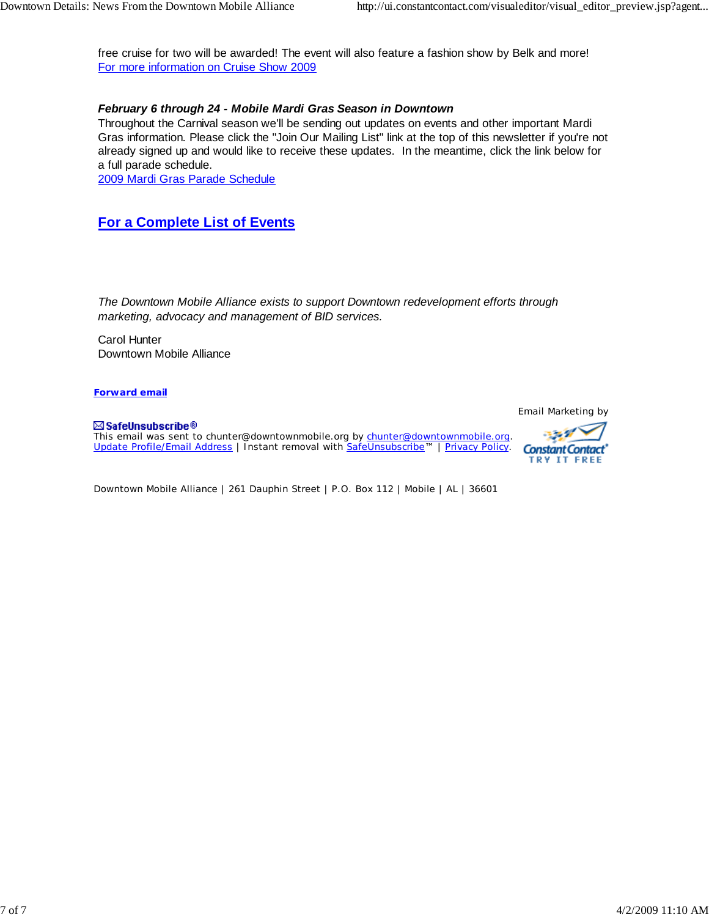free cruise for two will be awarded! The event will also feature a fashion show by Belk and more!
[For more information on Cruise Show 2009]

***February 6 through 24 - Mobile Mardi Gras Season in Downtown***
Throughout the Carnival season we'll be sending out updates on events and other important Mardi Gras information. Please click the "Join Our Mailing List" link at the top of this newsletter if you're not already signed up and would like to receive these updates.  In the meantime, click the link below for a full parade schedule.
[2009 Mardi Gras Parade Schedule]

## [For a Complete List of Events]

*The Downtown Mobile Alliance exists to support Downtown redevelopment efforts through marketing, advocacy and management of BID services.*

Carol Hunter
Downtown Mobile Alliance

**[Forward email]**

Email Marketing by

**SafeUnsubscribe®**
This email was sent to chunter@downtownmobile.org by chunter@downtownmobile.org.
Update Profile/Email Address | Instant removal with SafeUnsubscribe™ | Privacy Policy.

Constant Contact®
TRY IT FREE

Downtown Mobile Alliance | 261 Dauphin Street | P.O. Box 112 | Mobile | AL | 36601